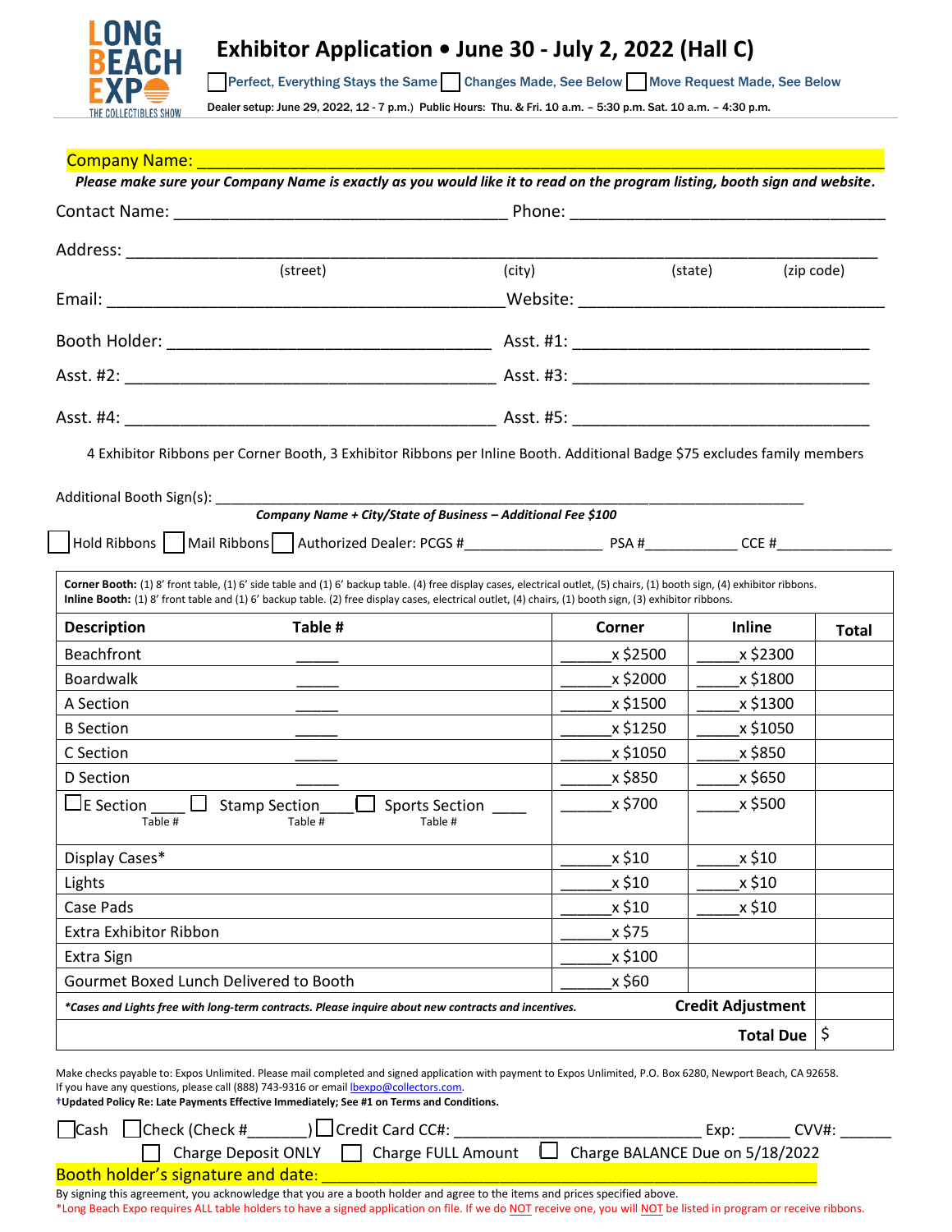LONG BEACH EXPO THE COLLECTIBLES SHOW

# Exhibitor Application • June 30 - July 2, 2022 (Hall C)

☐ Perfect, Everything Stays the Same ☐ Changes Made, See Below ☐ Move Request Made, See Below

Dealer setup: June 29, 2022, 12 - 7 p.m.) Public Hours: Thu. & Fri. 10 a.m. – 5:30 p.m. Sat. 10 a.m. – 4:30 p.m.

Company Name: ___________________________________________________________________________

***Please make sure your Company Name is exactly as you would like it to read on the program listing, booth sign and website.***

Contact Name: ____________________________________ Phone: __________________________________

Address: _________________________________________________________________________________
(street) (city) (state) (zip code)

Email: ___________________________________________ Website: ________________________________

Booth Holder: ____________________________________ Asst. #1: _______________________________

Asst. #2: _________________________________________ Asst. #3: _______________________________

Asst. #4: _________________________________________ Asst. #5: _______________________________

4 Exhibitor Ribbons per Corner Booth, 3 Exhibitor Ribbons per Inline Booth. Additional Badge $75 excludes family members

Additional Booth Sign(s): ______________________________________________________________________

***Company Name + City/State of Business – Additional Fee $100***

☐ Hold Ribbons ☐ Mail Ribbons ☐ Authorized Dealer: PCGS #_________________ PSA #___________ CCE #______________

**Corner Booth:** (1) 8' front table, (1) 6' side table and (1) 6' backup table. (4) free display cases, electrical outlet, (5) chairs, (1) booth sign, (4) exhibitor ribbons.
**Inline Booth:** (1) 8' front table and (1) 6' backup table. (2) free display cases, electrical outlet, (4) chairs, (1) booth sign, (3) exhibitor ribbons.

| Description | Table # | Corner | Inline | Total |
|---|---|---|---|---|
| Beachfront | _____ | ______x $2500 | _____x $2300 | |
| Boardwalk | _____ | ______x $2000 | _____x $1800 | |
| A Section | _____ | ______x $1500 | _____x $1300 | |
| B Section | _____ | ______x $1250 | _____x $1050 | |
| C Section | _____ | ______x $1050 | _____x $850 | |
| D Section | _____ | ______x $850 | _____x $650 | |
| ☐ E Section ____ (Table #) ☐ Stamp Section____ (Table #) ☐ Sports Section ____ (Table #) | | ______x $700 | _____x $500 | |
| Display Cases* | | ______x $10 | _____x $10 | |
| Lights | | ______x $10 | _____x $10 | |
| Case Pads | | ______x $10 | _____x $10 | |
| Extra Exhibitor Ribbon | | ______x $75 | | |
| Extra Sign | | ______x $100 | | |
| Gourmet Boxed Lunch Delivered to Booth | | ______x $60 | | |
| ***Cases and Lights free with long-term contracts. Please inquire about new contracts and incentives.*** | | | **Credit Adjustment** | |
| | | | **Total Due** | $ |

Make checks payable to: Expos Unlimited. Please mail completed and signed application with payment to Expos Unlimited, P.O. Box 6280, Newport Beach, CA 92658.
If you have any questions, please call (888) 743-9316 or email lbexpo@collectors.com.
**†Updated Policy Re: Late Payments Effective Immediately; See #1 on Terms and Conditions.**

☐ Cash ☐ Check (Check #_______) ☐ Credit Card CC#: ______________________________ Exp: ______ CVV#: ______

☐ Charge Deposit ONLY ☐ Charge FULL Amount ☐ Charge BALANCE Due on 5/18/2022

Booth holder's signature and date: ______________________________________________________

By signing this agreement, you acknowledge that you are a booth holder and agree to the items and prices specified above.

*Long Beach Expo requires ALL table holders to have a signed application on file. If we do NOT receive one, you will NOT be listed in program or receive ribbons.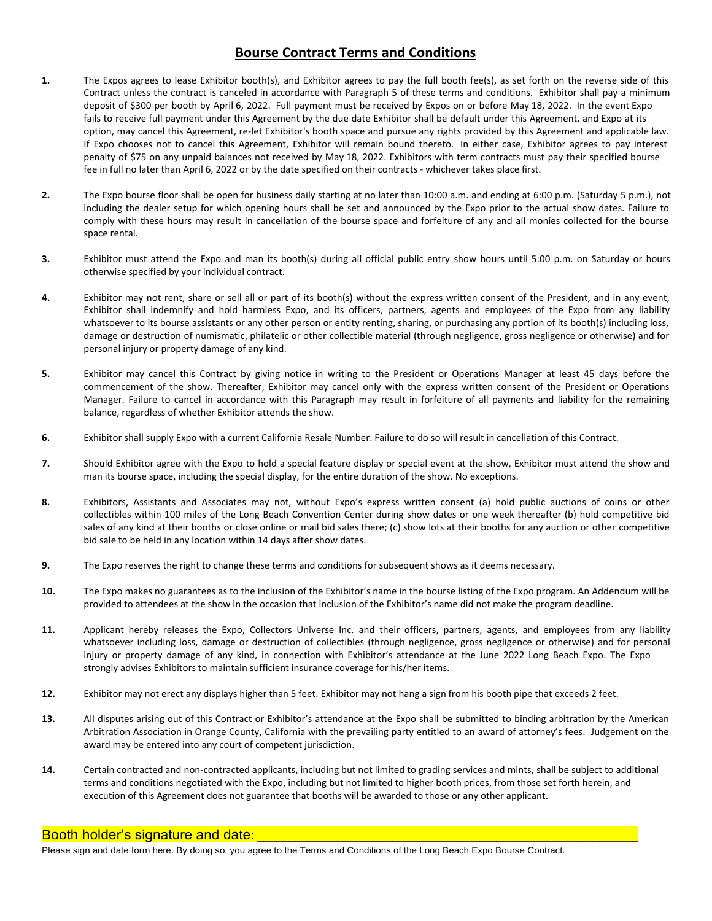# Bourse Contract Terms and Conditions

1. The Expos agrees to lease Exhibitor booth(s), and Exhibitor agrees to pay the full booth fee(s), as set forth on the reverse side of this Contract unless the contract is canceled in accordance with Paragraph 5 of these terms and conditions. Exhibitor shall pay a minimum deposit of $300 per booth by April 6, 2022. Full payment must be received by Expos on or before May 18, 2022. In the event Expo fails to receive full payment under this Agreement by the due date Exhibitor shall be default under this Agreement, and Expo at its option, may cancel this Agreement, re-let Exhibitor's booth space and pursue any rights provided by this Agreement and applicable law. If Expo chooses not to cancel this Agreement, Exhibitor will remain bound thereto. In either case, Exhibitor agrees to pay interest penalty of $75 on any unpaid balances not received by May 18, 2022. Exhibitors with term contracts must pay their specified bourse fee in full no later than April 6, 2022 or by the date specified on their contracts - whichever takes place first.

2. The Expo bourse floor shall be open for business daily starting at no later than 10:00 a.m. and ending at 6:00 p.m. (Saturday 5 p.m.), not including the dealer setup for which opening hours shall be set and announced by the Expo prior to the actual show dates. Failure to comply with these hours may result in cancellation of the bourse space and forfeiture of any and all monies collected for the bourse space rental.

3. Exhibitor must attend the Expo and man its booth(s) during all official public entry show hours until 5:00 p.m. on Saturday or hours otherwise specified by your individual contract.

4. Exhibitor may not rent, share or sell all or part of its booth(s) without the express written consent of the President, and in any event, Exhibitor shall indemnify and hold harmless Expo, and its officers, partners, agents and employees of the Expo from any liability whatsoever to its bourse assistants or any other person or entity renting, sharing, or purchasing any portion of its booth(s) including loss, damage or destruction of numismatic, philatelic or other collectible material (through negligence, gross negligence or otherwise) and for personal injury or property damage of any kind.

5. Exhibitor may cancel this Contract by giving notice in writing to the President or Operations Manager at least 45 days before the commencement of the show. Thereafter, Exhibitor may cancel only with the express written consent of the President or Operations Manager. Failure to cancel in accordance with this Paragraph may result in forfeiture of all payments and liability for the remaining balance, regardless of whether Exhibitor attends the show.

6. Exhibitor shall supply Expo with a current California Resale Number. Failure to do so will result in cancellation of this Contract.

7. Should Exhibitor agree with the Expo to hold a special feature display or special event at the show, Exhibitor must attend the show and man its bourse space, including the special display, for the entire duration of the show. No exceptions.

8. Exhibitors, Assistants and Associates may not, without Expo's express written consent (a) hold public auctions of coins or other collectibles within 100 miles of the Long Beach Convention Center during show dates or one week thereafter (b) hold competitive bid sales of any kind at their booths or close online or mail bid sales there; (c) show lots at their booths for any auction or other competitive bid sale to be held in any location within 14 days after show dates.

9. The Expo reserves the right to change these terms and conditions for subsequent shows as it deems necessary.

10. The Expo makes no guarantees as to the inclusion of the Exhibitor's name in the bourse listing of the Expo program. An Addendum will be provided to attendees at the show in the occasion that inclusion of the Exhibitor's name did not make the program deadline.

11. Applicant hereby releases the Expo, Collectors Universe Inc. and their officers, partners, agents, and employees from any liability whatsoever including loss, damage or destruction of collectibles (through negligence, gross negligence or otherwise) and for personal injury or property damage of any kind, in connection with Exhibitor's attendance at the June 2022 Long Beach Expo. The Expo strongly advises Exhibitors to maintain sufficient insurance coverage for his/her items.

12. Exhibitor may not erect any displays higher than 5 feet. Exhibitor may not hang a sign from his booth pipe that exceeds 2 feet.

13. All disputes arising out of this Contract or Exhibitor's attendance at the Expo shall be submitted to binding arbitration by the American Arbitration Association in Orange County, California with the prevailing party entitled to an award of attorney's fees. Judgement on the award may be entered into any court of competent jurisdiction.

14. Certain contracted and non-contracted applicants, including but not limited to grading services and mints, shall be subject to additional terms and conditions negotiated with the Expo, including but not limited to higher booth prices, from those set forth herein, and execution of this Agreement does not guarantee that booths will be awarded to those or any other applicant.

Booth holder's signature and date: ____________________________________________

Please sign and date form here. By doing so, you agree to the Terms and Conditions of the Long Beach Expo Bourse Contract.